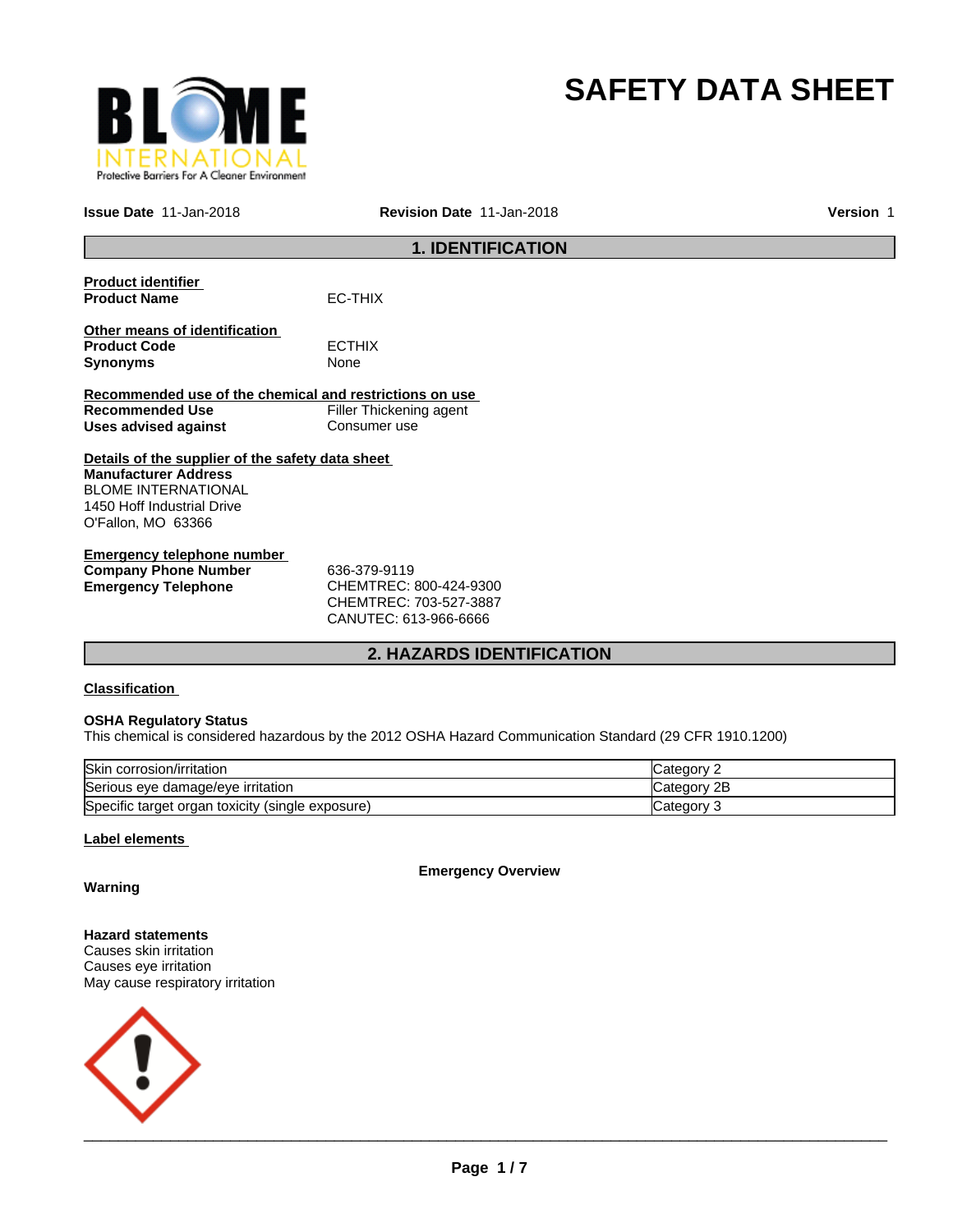# SAFETY DATA SHEET

**Issue Date** 11-Jan-2018 **Revision Date** 11-Jan-2018 **Version** 1

## 1. IDENTIFICATION

**Product identifier**

**Product Name** EC-THIX

**Other means of identification**

**Product Code** ECTHIX

**Synonyms** None

**Recommended use of the chemical and restrictions on use**

**Recommended Use** Filler Thickening agent

**Uses advised against** Consumer use

**Details of the supplier of the safety data sheet**

**Manufacturer Address**
BLOME INTERNATIONAL
1450 Hoff Industrial Drive
O'Fallon, MO 63366

**Emergency telephone number**

**Company Phone Number** 636-379-9119

**Emergency Telephone** CHEMTREC: 800-424-9300
CHEMTREC: 703-527-3887
CANUTEC: 613-966-6666

## 2. HAZARDS IDENTIFICATION

**Classification**

**OSHA Regulatory Status**
This chemical is considered hazardous by the 2012 OSHA Hazard Communication Standard (29 CFR 1910.1200)

| Hazard | Category |
|---|---|
| Skin corrosion/irritation | Category 2 |
| Serious eye damage/eye irritation | Category 2B |
| Specific target organ toxicity (single exposure) | Category 3 |

**Label elements**

**Emergency Overview**

**Warning**

**Hazard statements**
Causes skin irritation
Causes eye irritation
May cause respiratory irritation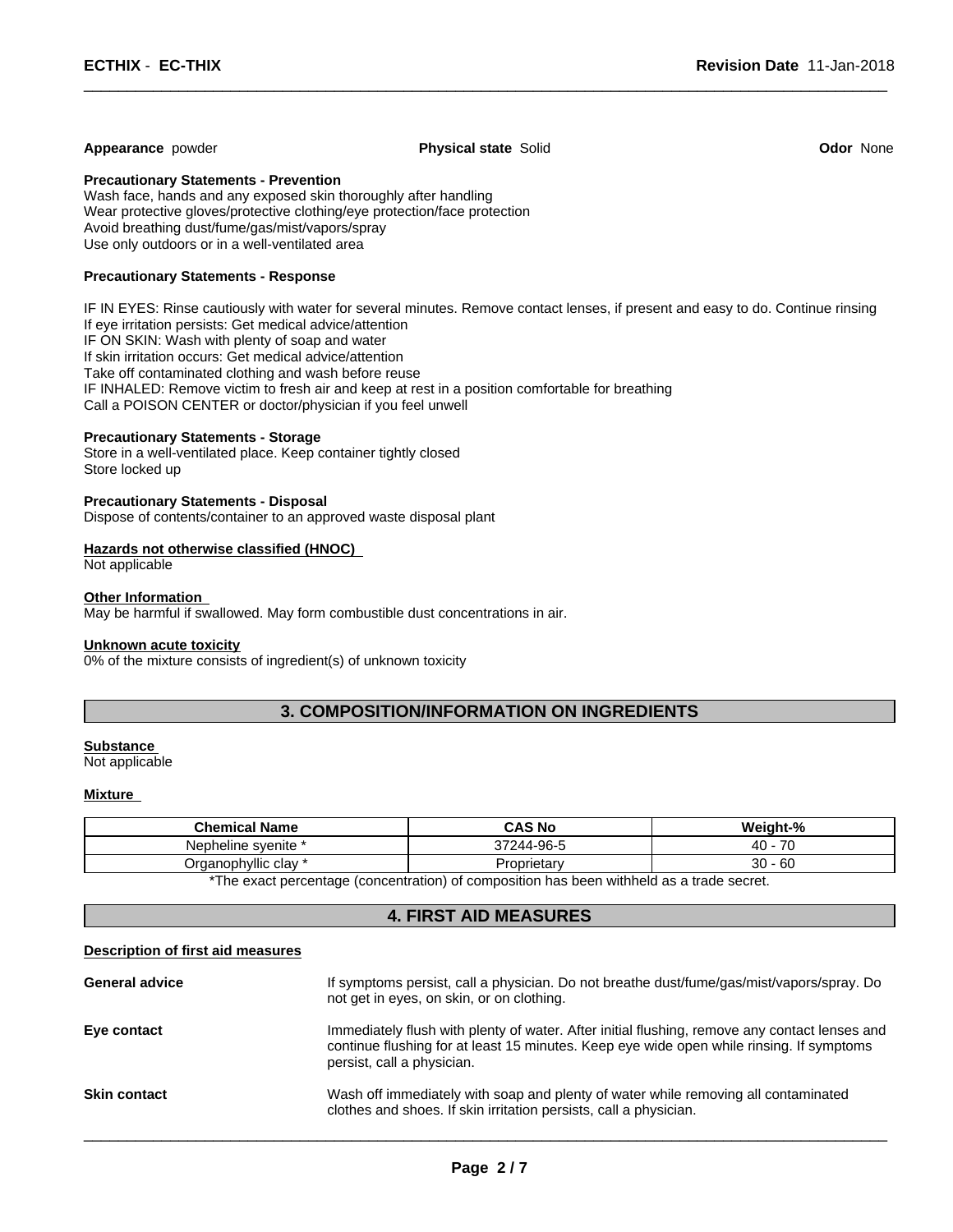**Appearance** powder **Physical state** Solid **Odor** None

**Precautionary Statements - Prevention**
Wash face, hands and any exposed skin thoroughly after handling
Wear protective gloves/protective clothing/eye protection/face protection
Avoid breathing dust/fume/gas/mist/vapors/spray
Use only outdoors or in a well-ventilated area

**Precautionary Statements - Response**

IF IN EYES: Rinse cautiously with water for several minutes. Remove contact lenses, if present and easy to do. Continue rinsing
If eye irritation persists: Get medical advice/attention
IF ON SKIN: Wash with plenty of soap and water
If skin irritation occurs: Get medical advice/attention
Take off contaminated clothing and wash before reuse
IF INHALED: Remove victim to fresh air and keep at rest in a position comfortable for breathing
Call a POISON CENTER or doctor/physician if you feel unwell

**Precautionary Statements - Storage**
Store in a well-ventilated place. Keep container tightly closed
Store locked up

**Precautionary Statements - Disposal**
Dispose of contents/container to an approved waste disposal plant

**Hazards not otherwise classified (HNOC)**
Not applicable

**Other Information**
May be harmful if swallowed. May form combustible dust concentrations in air.

**Unknown acute toxicity**
0% of the mixture consists of ingredient(s) of unknown toxicity

## 3. COMPOSITION/INFORMATION ON INGREDIENTS

**Substance**
Not applicable

**Mixture**

| Chemical Name | CAS No | Weight-% |
|---|---|---|
| Nepheline syenite * | 37244-96-5 | 40 - 70 |
| Organophyllic clay * | Proprietary | 30 - 60 |

*The exact percentage (concentration) of composition has been withheld as a trade secret.

## 4. FIRST AID MEASURES

**Description of first aid measures**

**General advice**
If symptoms persist, call a physician. Do not breathe dust/fume/gas/mist/vapors/spray. Do not get in eyes, on skin, or on clothing.

**Eye contact**
Immediately flush with plenty of water. After initial flushing, remove any contact lenses and continue flushing for at least 15 minutes. Keep eye wide open while rinsing. If symptoms persist, call a physician.

**Skin contact**
Wash off immediately with soap and plenty of water while removing all contaminated clothes and shoes. If skin irritation persists, call a physician.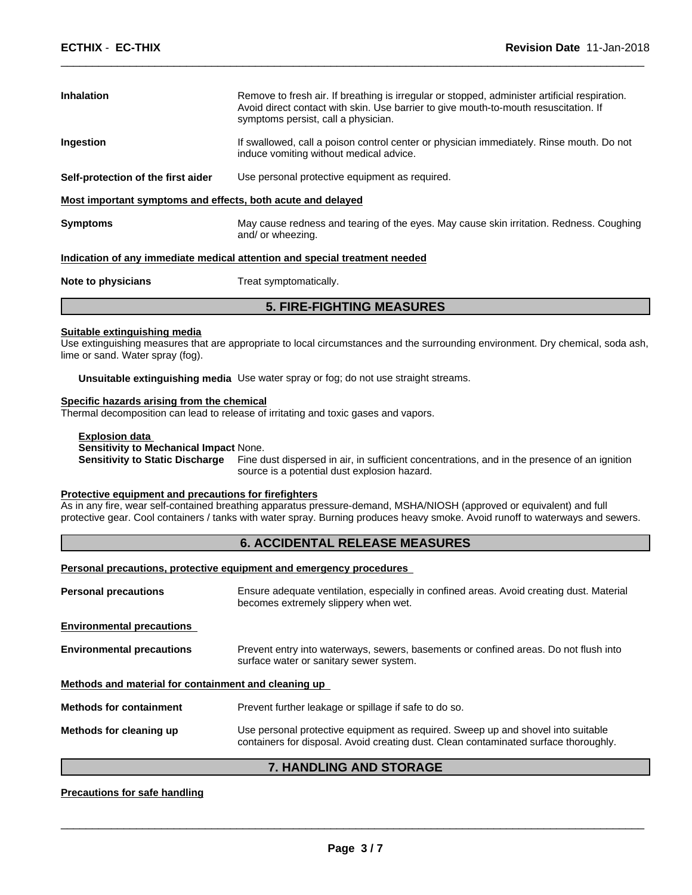**Inhalation** Remove to fresh air. If breathing is irregular or stopped, administer artificial respiration. Avoid direct contact with skin. Use barrier to give mouth-to-mouth resuscitation. If symptoms persist, call a physician.

**Ingestion** If swallowed, call a poison control center or physician immediately. Rinse mouth. Do not induce vomiting without medical advice.

**Self-protection of the first aider** Use personal protective equipment as required.

**Most important symptoms and effects, both acute and delayed**

**Symptoms** May cause redness and tearing of the eyes. May cause skin irritation. Redness. Coughing and/ or wheezing.

**Indication of any immediate medical attention and special treatment needed**

**Note to physicians** Treat symptomatically.

## 5. FIRE-FIGHTING MEASURES

**Suitable extinguishing media**

Use extinguishing measures that are appropriate to local circumstances and the surrounding environment. Dry chemical, soda ash, lime or sand. Water spray (fog).

**Unsuitable extinguishing media** Use water spray or fog; do not use straight streams.

**Specific hazards arising from the chemical**

Thermal decomposition can lead to release of irritating and toxic gases and vapors.

**Explosion data**

**Sensitivity to Mechanical Impact** None.

**Sensitivity to Static Discharge** Fine dust dispersed in air, in sufficient concentrations, and in the presence of an ignition source is a potential dust explosion hazard.

**Protective equipment and precautions for firefighters**

As in any fire, wear self-contained breathing apparatus pressure-demand, MSHA/NIOSH (approved or equivalent) and full protective gear. Cool containers / tanks with water spray. Burning produces heavy smoke. Avoid runoff to waterways and sewers.

## 6. ACCIDENTAL RELEASE MEASURES

**Personal precautions, protective equipment and emergency procedures**

**Personal precautions** Ensure adequate ventilation, especially in confined areas. Avoid creating dust. Material becomes extremely slippery when wet.

**Environmental precautions**

**Environmental precautions** Prevent entry into waterways, sewers, basements or confined areas. Do not flush into surface water or sanitary sewer system.

**Methods and material for containment and cleaning up**

**Methods for containment** Prevent further leakage or spillage if safe to do so.

**Methods for cleaning up** Use personal protective equipment as required. Sweep up and shovel into suitable containers for disposal. Avoid creating dust. Clean contaminated surface thoroughly.

## 7. HANDLING AND STORAGE

**Precautions for safe handling**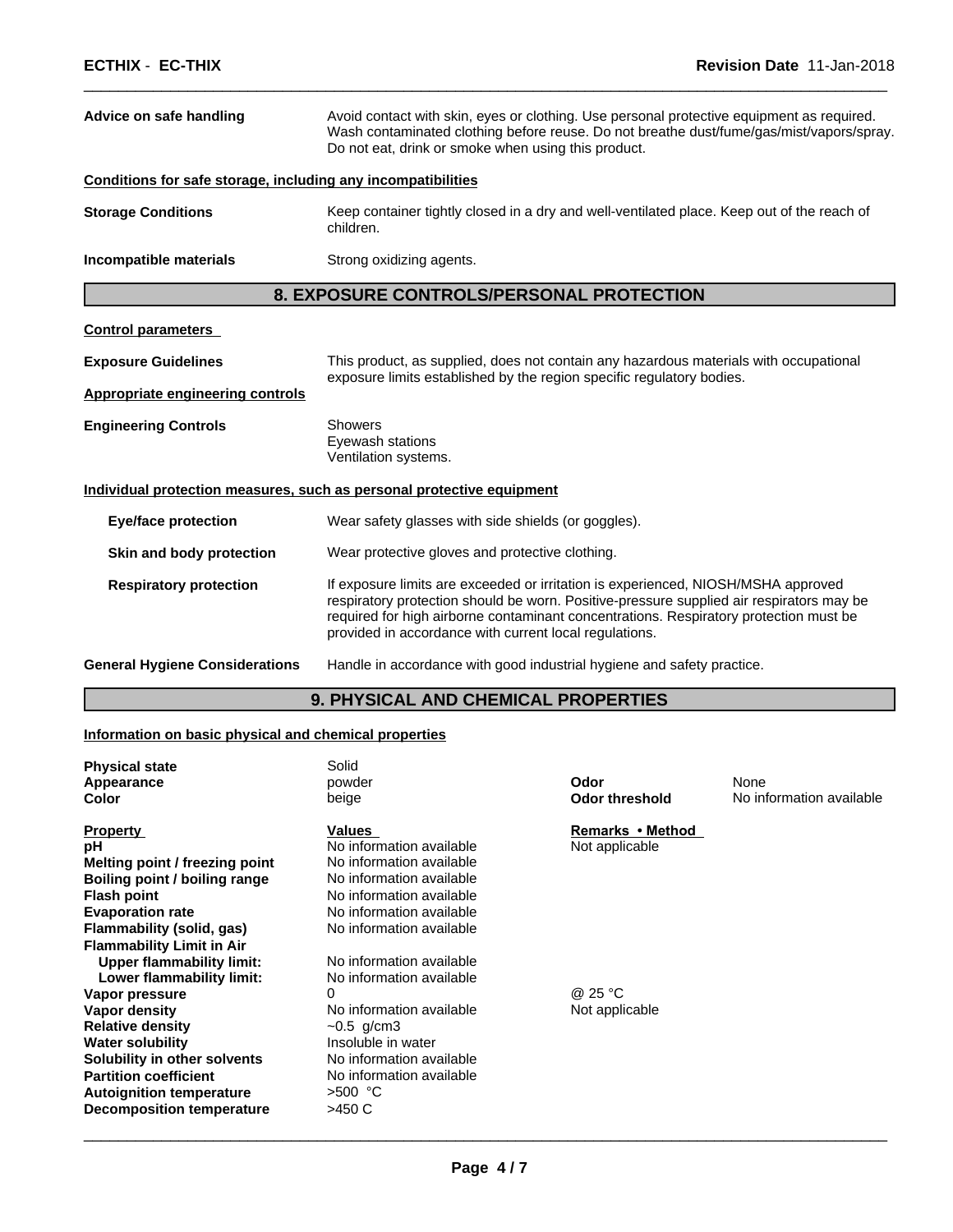**Advice on safe handling** Avoid contact with skin, eyes or clothing. Use personal protective equipment as required. Wash contaminated clothing before reuse. Do not breathe dust/fume/gas/mist/vapors/spray. Do not eat, drink or smoke when using this product.

**Conditions for safe storage, including any incompatibilities**

**Storage Conditions** Keep container tightly closed in a dry and well-ventilated place. Keep out of the reach of children.

**Incompatible materials** Strong oxidizing agents.

## 8. EXPOSURE CONTROLS/PERSONAL PROTECTION

**Control parameters**

**Exposure Guidelines** This product, as supplied, does not contain any hazardous materials with occupational exposure limits established by the region specific regulatory bodies.

**Appropriate engineering controls**

**Engineering Controls**
Showers
Eyewash stations
Ventilation systems.

**Individual protection measures, such as personal protective equipment**

**Eye/face protection** Wear safety glasses with side shields (or goggles).

**Skin and body protection** Wear protective gloves and protective clothing.

**Respiratory protection** If exposure limits are exceeded or irritation is experienced, NIOSH/MSHA approved respiratory protection should be worn. Positive-pressure supplied air respirators may be required for high airborne contaminant concentrations. Respiratory protection must be provided in accordance with current local regulations.

**General Hygiene Considerations** Handle in accordance with good industrial hygiene and safety practice.

## 9. PHYSICAL AND CHEMICAL PROPERTIES

**Information on basic physical and chemical properties**

| | | | |
|---|---|---|---|
| **Physical state** | Solid | | |
| **Appearance** | powder | **Odor** | None |
| **Color** | beige | **Odor threshold** | No information available |

| **Property** | **Values** | **Remarks • Method** |
|---|---|---|
| **pH** | No information available | Not applicable |
| **Melting point / freezing point** | No information available | |
| **Boiling point / boiling range** | No information available | |
| **Flash point** | No information available | |
| **Evaporation rate** | No information available | |
| **Flammability (solid, gas)** | No information available | |
| **Flammability Limit in Air** | | |
| **Upper flammability limit:** | No information available | |
| **Lower flammability limit:** | No information available | |
| **Vapor pressure** | 0 | @ 25 °C |
| **Vapor density** | No information available | Not applicable |
| **Relative density** | ~0.5 g/cm3 | |
| **Water solubility** | Insoluble in water | |
| **Solubility in other solvents** | No information available | |
| **Partition coefficient** | No information available | |
| **Autoignition temperature** | >500 °C | |
| **Decomposition temperature** | >450 C | |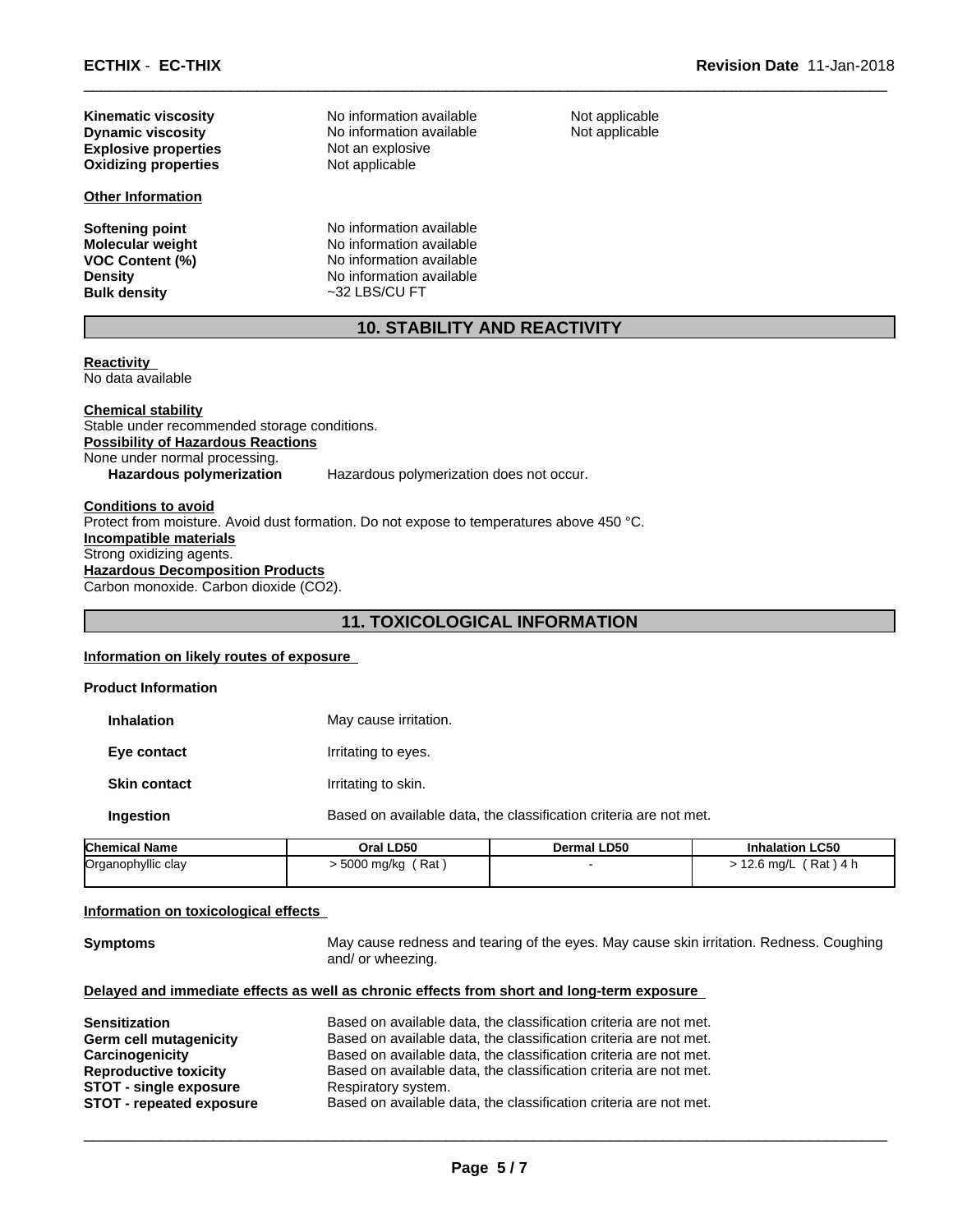| | | |
|---|---|---|
| **Kinematic viscosity** | No information available | Not applicable |
| **Dynamic viscosity** | No information available | Not applicable |
| **Explosive properties** | Not an explosive | |
| **Oxidizing properties** | Not applicable | |

**Other Information**

| | |
|---|---|
| **Softening point** | No information available |
| **Molecular weight** | No information available |
| **VOC Content (%)** | No information available |
| **Density** | No information available |
| **Bulk density** | ~32 LBS/CU FT |

## 10. STABILITY AND REACTIVITY

**Reactivity**
No data available

**Chemical stability**
Stable under recommended storage conditions.

**Possibility of Hazardous Reactions**
None under normal processing.

**Hazardous polymerization** Hazardous polymerization does not occur.

**Conditions to avoid**
Protect from moisture. Avoid dust formation. Do not expose to temperatures above 450 °C.

**Incompatible materials**
Strong oxidizing agents.

**Hazardous Decomposition Products**
Carbon monoxide. Carbon dioxide ($CO_2$).

## 11. TOXICOLOGICAL INFORMATION

**Information on likely routes of exposure**

**Product Information**

| | |
|---|---|
| **Inhalation** | May cause irritation. |
| **Eye contact** | Irritating to eyes. |
| **Skin contact** | Irritating to skin. |
| **Ingestion** | Based on available data, the classification criteria are not met. |

| Chemical Name | Oral LD50 | Dermal LD50 | Inhalation LC50 |
|---|---|---|---|
| Organophyllic clay | > 5000 mg/kg ( Rat ) | - | > 12.6 mg/L ( Rat ) 4 h |

**Information on toxicological effects**

**Symptoms** May cause redness and tearing of the eyes. May cause skin irritation. Redness. Coughing and/ or wheezing.

**Delayed and immediate effects as well as chronic effects from short and long-term exposure**

| | |
|---|---|
| **Sensitization** | Based on available data, the classification criteria are not met. |
| **Germ cell mutagenicity** | Based on available data, the classification criteria are not met. |
| **Carcinogenicity** | Based on available data, the classification criteria are not met. |
| **Reproductive toxicity** | Based on available data, the classification criteria are not met. |
| **STOT - single exposure** | Respiratory system. |
| **STOT - repeated exposure** | Based on available data, the classification criteria are not met. |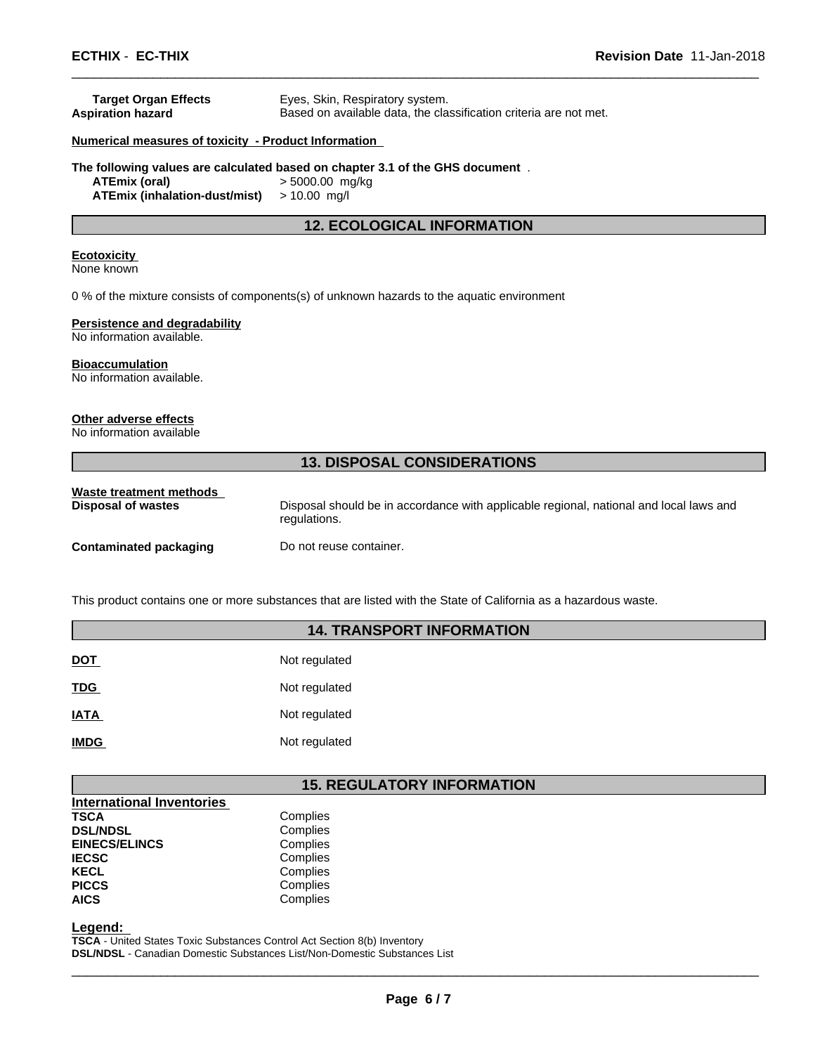**Target Organ Effects** Eyes, Skin, Respiratory system.
**Aspiration hazard** Based on available data, the classification criteria are not met.

**Numerical measures of toxicity - Product Information**

**The following values are calculated based on chapter 3.1 of the GHS document** .

| | |
|---|---|
| **ATEmix (oral)** | > 5000.00 mg/kg |
| **ATEmix (inhalation-dust/mist)** | > 10.00 mg/l |

## 12. ECOLOGICAL INFORMATION

**Ecotoxicity**
None known

0 % of the mixture consists of components(s) of unknown hazards to the aquatic environment

**Persistence and degradability**
No information available.

**Bioaccumulation**
No information available.

**Other adverse effects**
No information available

## 13. DISPOSAL CONSIDERATIONS

**Waste treatment methods**

| | |
|---|---|
| **Disposal of wastes** | Disposal should be in accordance with applicable regional, national and local laws and regulations. |
| **Contaminated packaging** | Do not reuse container. |

This product contains one or more substances that are listed with the State of California as a hazardous waste.

## 14. TRANSPORT INFORMATION

| | |
|---|---|
| **DOT** | Not regulated |
| **TDG** | Not regulated |
| **IATA** | Not regulated |
| **IMDG** | Not regulated |

## 15. REGULATORY INFORMATION

**International Inventories**

| | |
|---|---|
| **TSCA** | Complies |
| **DSL/NDSL** | Complies |
| **EINECS/ELINCS** | Complies |
| **IECSC** | Complies |
| **KECL** | Complies |
| **PICCS** | Complies |
| **AICS** | Complies |

**Legend:**
**TSCA** - United States Toxic Substances Control Act Section 8(b) Inventory
**DSL/NDSL** - Canadian Domestic Substances List/Non-Domestic Substances List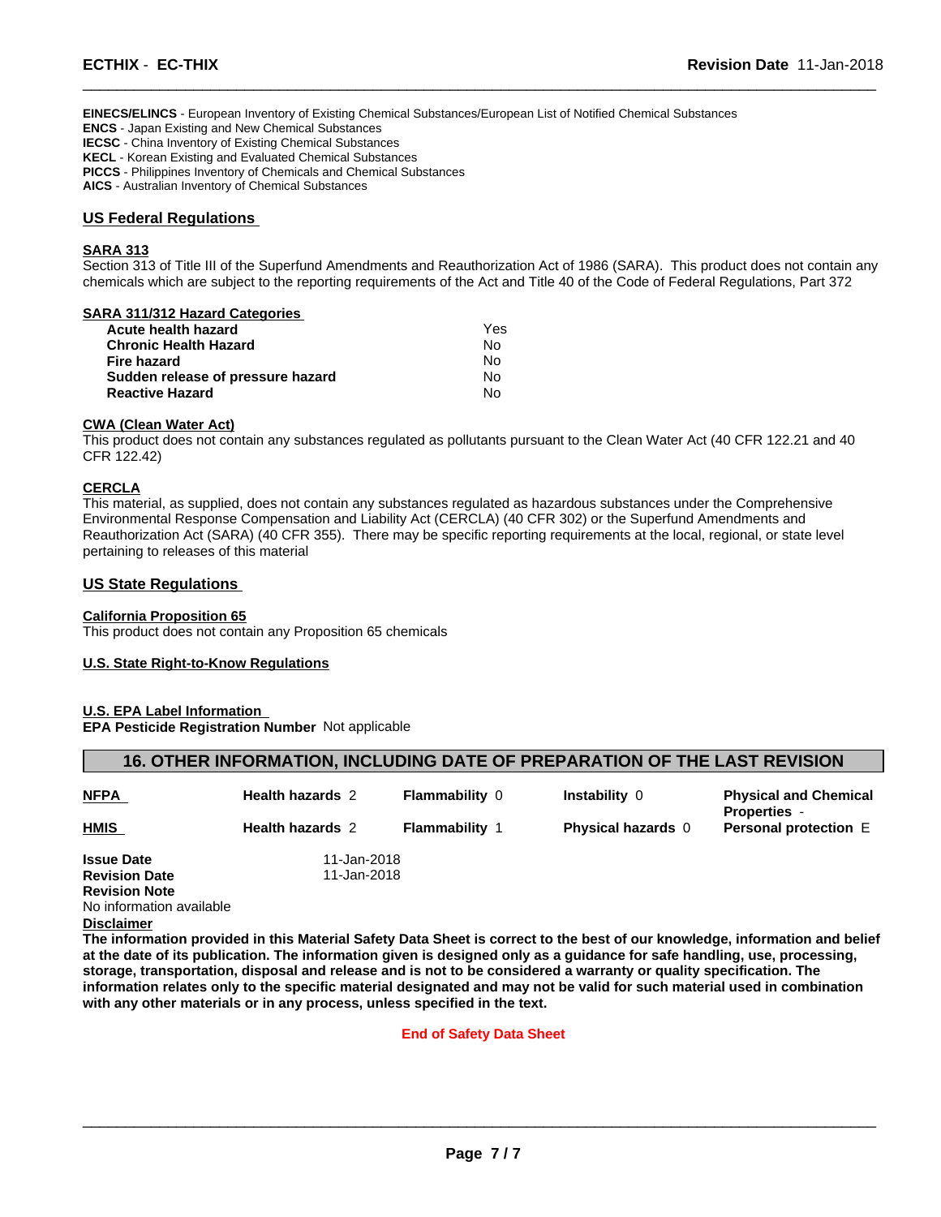**EINECS/ELINCS** - European Inventory of Existing Chemical Substances/European List of Notified Chemical Substances
**ENCS** - Japan Existing and New Chemical Substances
**IECSC** - China Inventory of Existing Chemical Substances
**KECL** - Korean Existing and Evaluated Chemical Substances
**PICCS** - Philippines Inventory of Chemicals and Chemical Substances
**AICS** - Australian Inventory of Chemical Substances

## US Federal Regulations

### SARA 313

Section 313 of Title III of the Superfund Amendments and Reauthorization Act of 1986 (SARA). This product does not contain any chemicals which are subject to the reporting requirements of the Act and Title 40 of the Code of Federal Regulations, Part 372

### SARA 311/312 Hazard Categories

| | |
|---|---|
| **Acute health hazard** | Yes |
| **Chronic Health Hazard** | No |
| **Fire hazard** | No |
| **Sudden release of pressure hazard** | No |
| **Reactive Hazard** | No |

### CWA (Clean Water Act)

This product does not contain any substances regulated as pollutants pursuant to the Clean Water Act (40 CFR 122.21 and 40 CFR 122.42)

### CERCLA

This material, as supplied, does not contain any substances regulated as hazardous substances under the Comprehensive Environmental Response Compensation and Liability Act (CERCLA) (40 CFR 302) or the Superfund Amendments and Reauthorization Act (SARA) (40 CFR 355). There may be specific reporting requirements at the local, regional, or state level pertaining to releases of this material

## US State Regulations

### California Proposition 65

This product does not contain any Proposition 65 chemicals

### U.S. State Right-to-Know Regulations

### U.S. EPA Label Information

**EPA Pesticide Registration Number** Not applicable

## 16. OTHER INFORMATION, INCLUDING DATE OF PREPARATION OF THE LAST REVISION

| | | | | |
|---|---|---|---|---|
| **NFPA** | **Health hazards** 2 | **Flammability** 0 | **Instability** 0 | **Physical and Chemical Properties** - |
| **HMIS** | **Health hazards** 2 | **Flammability** 1 | **Physical hazards** 0 | **Personal protection** E |

**Issue Date** 11-Jan-2018
**Revision Date** 11-Jan-2018
**Revision Note**
No information available

**Disclaimer**

**The information provided in this Material Safety Data Sheet is correct to the best of our knowledge, information and belief at the date of its publication. The information given is designed only as a guidance for safe handling, use, processing, storage, transportation, disposal and release and is not to be considered a warranty or quality specification. The information relates only to the specific material designated and may not be valid for such material used in combination with any other materials or in any process, unless specified in the text.**

**End of Safety Data Sheet**